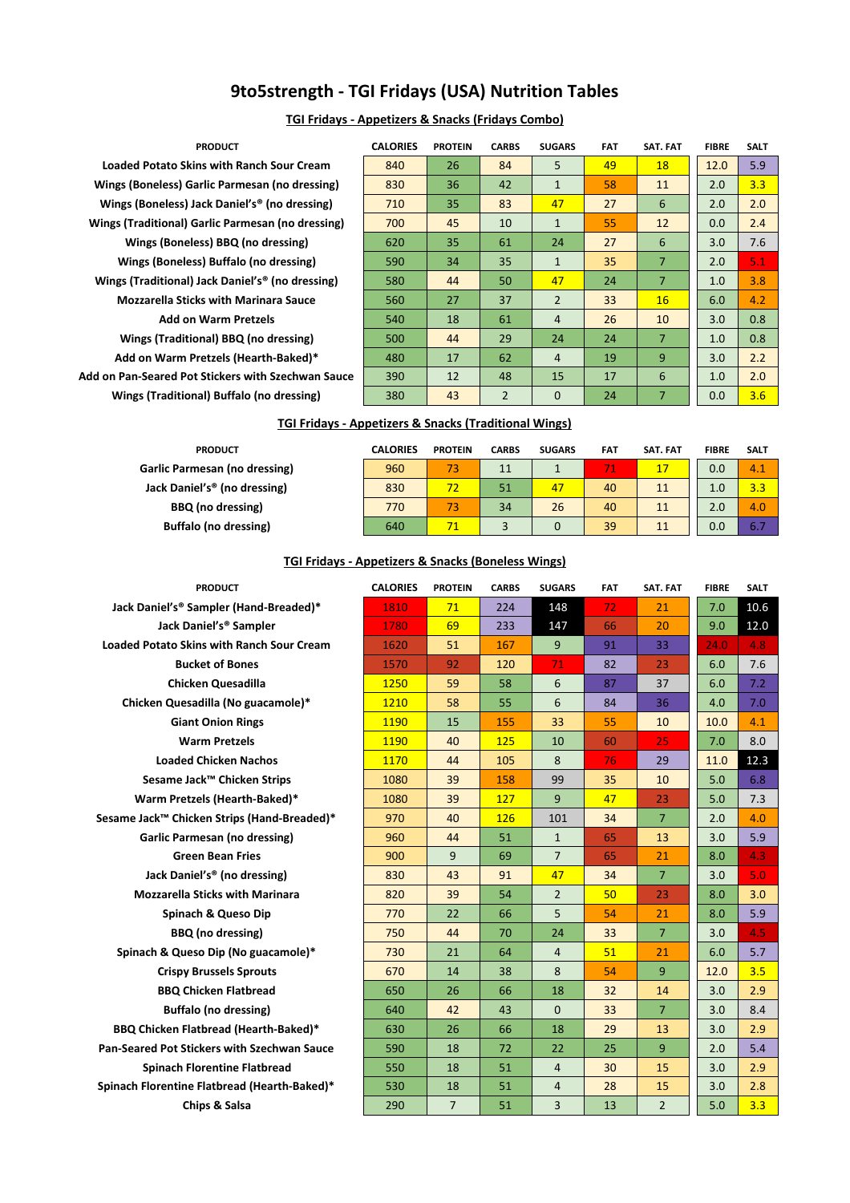# 9to5strength - TGI Fridays (USA) Nutrition Tables

## TGI Fridays - Appetizers & Snacks (Fridays Combo)

| PRODUCT | CALORIES | PROTEIN | CARBS | SUGARS | FAT | SAT. FAT | FIBRE | SALT |
|---|---|---|---|---|---|---|---|---|
| Loaded Potato Skins with Ranch Sour Cream | 840 | 26 | 84 | 5 | 49 | 18 | 12.0 | 5.9 |
| Wings (Boneless) Garlic Parmesan (no dressing) | 830 | 36 | 42 | 1 | 58 | 11 | 2.0 | 3.3 |
| Wings (Boneless) Jack Daniel's® (no dressing) | 710 | 35 | 83 | 47 | 27 | 6 | 2.0 | 2.0 |
| Wings (Traditional) Garlic Parmesan (no dressing) | 700 | 45 | 10 | 1 | 55 | 12 | 0.0 | 2.4 |
| Wings (Boneless) BBQ (no dressing) | 620 | 35 | 61 | 24 | 27 | 6 | 3.0 | 7.6 |
| Wings (Boneless) Buffalo (no dressing) | 590 | 34 | 35 | 1 | 35 | 7 | 2.0 | 5.1 |
| Wings (Traditional) Jack Daniel's® (no dressing) | 580 | 44 | 50 | 47 | 24 | 7 | 1.0 | 3.8 |
| Mozzarella Sticks with Marinara Sauce | 560 | 27 | 37 | 2 | 33 | 16 | 6.0 | 4.2 |
| Add on Warm Pretzels | 540 | 18 | 61 | 4 | 26 | 10 | 3.0 | 0.8 |
| Wings (Traditional) BBQ (no dressing) | 500 | 44 | 29 | 24 | 24 | 7 | 1.0 | 0.8 |
| Add on Warm Pretzels (Hearth-Baked)* | 480 | 17 | 62 | 4 | 19 | 9 | 3.0 | 2.2 |
| Add on Pan-Seared Pot Stickers with Szechwan Sauce | 390 | 12 | 48 | 15 | 17 | 6 | 1.0 | 2.0 |
| Wings (Traditional) Buffalo (no dressing) | 380 | 43 | 2 | 0 | 24 | 7 | 0.0 | 3.6 |

## TGI Fridays - Appetizers & Snacks (Traditional Wings)

| PRODUCT | CALORIES | PROTEIN | CARBS | SUGARS | FAT | SAT. FAT | FIBRE | SALT |
|---|---|---|---|---|---|---|---|---|
| Garlic Parmesan (no dressing) | 960 | 73 | 11 | 1 | 71 | 17 | 0.0 | 4.1 |
| Jack Daniel's® (no dressing) | 830 | 72 | 51 | 47 | 40 | 11 | 1.0 | 3.3 |
| BBQ (no dressing) | 770 | 73 | 34 | 26 | 40 | 11 | 2.0 | 4.0 |
| Buffalo (no dressing) | 640 | 71 | 3 | 0 | 39 | 11 | 0.0 | 6.7 |

## TGI Fridays - Appetizers & Snacks (Boneless Wings)

| PRODUCT | CALORIES | PROTEIN | CARBS | SUGARS | FAT | SAT. FAT | FIBRE | SALT |
|---|---|---|---|---|---|---|---|---|
| Jack Daniel's® Sampler (Hand-Breaded)* | 1810 | 71 | 224 | 148 | 72 | 21 | 7.0 | 10.6 |
| Jack Daniel's® Sampler | 1780 | 69 | 233 | 147 | 66 | 20 | 9.0 | 12.0 |
| Loaded Potato Skins with Ranch Sour Cream | 1620 | 51 | 167 | 9 | 91 | 33 | 24.0 | 4.8 |
| Bucket of Bones | 1570 | 92 | 120 | 71 | 82 | 23 | 6.0 | 7.6 |
| Chicken Quesadilla | 1250 | 59 | 58 | 6 | 87 | 37 | 6.0 | 7.2 |
| Chicken Quesadilla (No guacamole)* | 1210 | 58 | 55 | 6 | 84 | 36 | 4.0 | 7.0 |
| Giant Onion Rings | 1190 | 15 | 155 | 33 | 55 | 10 | 10.0 | 4.1 |
| Warm Pretzels | 1190 | 40 | 125 | 10 | 60 | 25 | 7.0 | 8.0 |
| Loaded Chicken Nachos | 1170 | 44 | 105 | 8 | 76 | 29 | 11.0 | 12.3 |
| Sesame Jack™ Chicken Strips | 1080 | 39 | 158 | 99 | 35 | 10 | 5.0 | 6.8 |
| Warm Pretzels (Hearth-Baked)* | 1080 | 39 | 127 | 9 | 47 | 23 | 5.0 | 7.3 |
| Sesame Jack™ Chicken Strips (Hand-Breaded)* | 970 | 40 | 126 | 101 | 34 | 7 | 2.0 | 4.0 |
| Garlic Parmesan (no dressing) | 960 | 44 | 51 | 1 | 65 | 13 | 3.0 | 5.9 |
| Green Bean Fries | 900 | 9 | 69 | 7 | 65 | 21 | 8.0 | 4.3 |
| Jack Daniel's® (no dressing) | 830 | 43 | 91 | 47 | 34 | 7 | 3.0 | 5.0 |
| Mozzarella Sticks with Marinara | 820 | 39 | 54 | 2 | 50 | 23 | 8.0 | 3.0 |
| Spinach & Queso Dip | 770 | 22 | 66 | 5 | 54 | 21 | 8.0 | 5.9 |
| BBQ (no dressing) | 750 | 44 | 70 | 24 | 33 | 7 | 3.0 | 4.5 |
| Spinach & Queso Dip (No guacamole)* | 730 | 21 | 64 | 4 | 51 | 21 | 6.0 | 5.7 |
| Crispy Brussels Sprouts | 670 | 14 | 38 | 8 | 54 | 9 | 12.0 | 3.5 |
| BBQ Chicken Flatbread | 650 | 26 | 66 | 18 | 32 | 14 | 3.0 | 2.9 |
| Buffalo (no dressing) | 640 | 42 | 43 | 0 | 33 | 7 | 3.0 | 8.4 |
| BBQ Chicken Flatbread (Hearth-Baked)* | 630 | 26 | 66 | 18 | 29 | 13 | 3.0 | 2.9 |
| Pan-Seared Pot Stickers with Szechwan Sauce | 590 | 18 | 72 | 22 | 25 | 9 | 2.0 | 5.4 |
| Spinach Florentine Flatbread | 550 | 18 | 51 | 4 | 30 | 15 | 3.0 | 2.9 |
| Spinach Florentine Flatbread (Hearth-Baked)* | 530 | 18 | 51 | 4 | 28 | 15 | 3.0 | 2.8 |
| Chips & Salsa | 290 | 7 | 51 | 3 | 13 | 2 | 5.0 | 3.3 |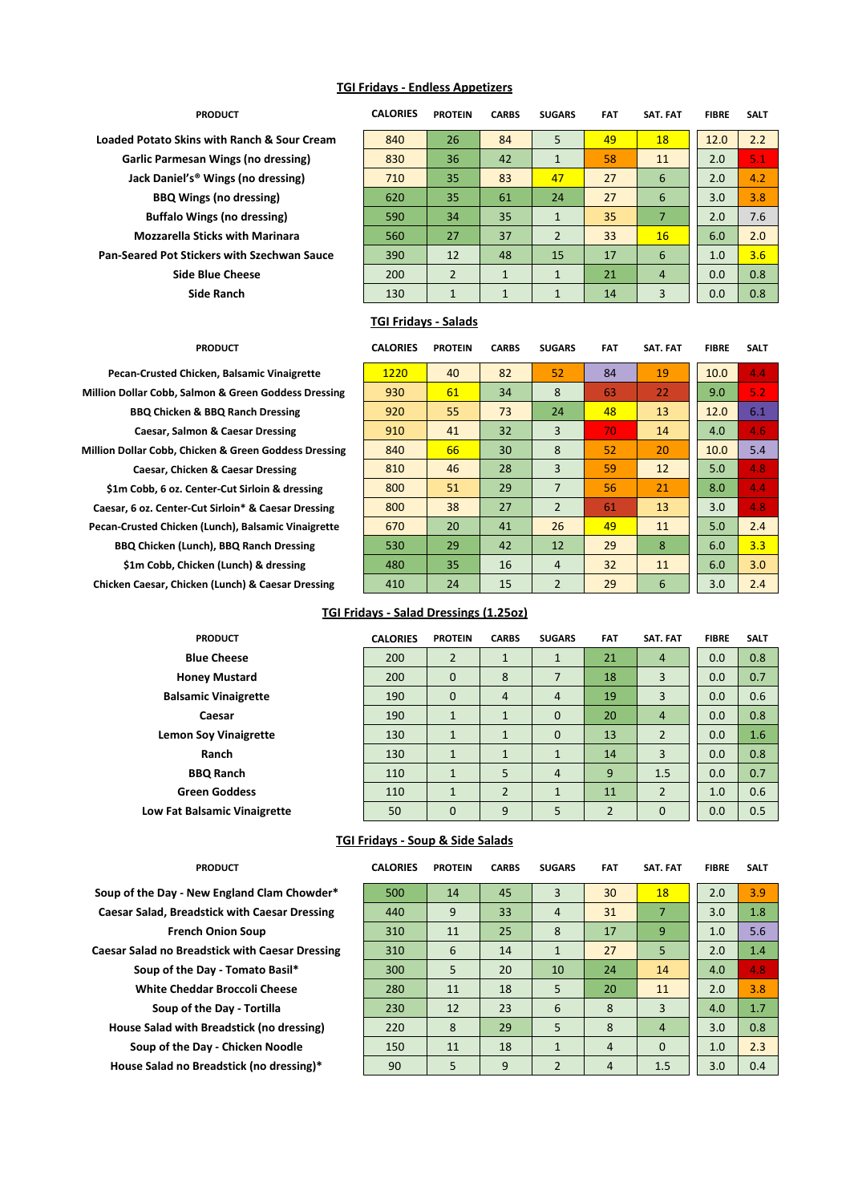## TGI Fridays - Endless Appetizers

| PRODUCT | CALORIES | PROTEIN | CARBS | SUGARS | FAT | SAT. FAT | FIBRE | SALT |
|---|---|---|---|---|---|---|---|---|
| Loaded Potato Skins with Ranch & Sour Cream | 840 | 26 | 84 | 5 | 49 | 18 | 12.0 | 2.2 |
| Garlic Parmesan Wings (no dressing) | 830 | 36 | 42 | 1 | 58 | 11 | 2.0 | 5.1 |
| Jack Daniel's® Wings (no dressing) | 710 | 35 | 83 | 47 | 27 | 6 | 2.0 | 4.2 |
| BBQ Wings (no dressing) | 620 | 35 | 61 | 24 | 27 | 6 | 3.0 | 3.8 |
| Buffalo Wings (no dressing) | 590 | 34 | 35 | 1 | 35 | 7 | 2.0 | 7.6 |
| Mozzarella Sticks with Marinara | 560 | 27 | 37 | 2 | 33 | 16 | 6.0 | 2.0 |
| Pan-Seared Pot Stickers with Szechwan Sauce | 390 | 12 | 48 | 15 | 17 | 6 | 1.0 | 3.6 |
| Side Blue Cheese | 200 | 2 | 1 | 1 | 21 | 4 | 0.0 | 0.8 |
| Side Ranch | 130 | 1 | 1 | 1 | 14 | 3 | 0.0 | 0.8 |

## TGI Fridays - Salads

| PRODUCT | CALORIES | PROTEIN | CARBS | SUGARS | FAT | SAT. FAT | FIBRE | SALT |
|---|---|---|---|---|---|---|---|---|
| Pecan-Crusted Chicken, Balsamic Vinaigrette | 1220 | 40 | 82 | 52 | 84 | 19 | 10.0 | 4.4 |
| Million Dollar Cobb, Salmon & Green Goddess Dressing | 930 | 61 | 34 | 8 | 63 | 22 | 9.0 | 5.2 |
| BBQ Chicken & BBQ Ranch Dressing | 920 | 55 | 73 | 24 | 48 | 13 | 12.0 | 6.1 |
| Caesar, Salmon & Caesar Dressing | 910 | 41 | 32 | 3 | 70 | 14 | 4.0 | 4.6 |
| Million Dollar Cobb, Chicken & Green Goddess Dressing | 840 | 66 | 30 | 8 | 52 | 20 | 10.0 | 5.4 |
| Caesar, Chicken & Caesar Dressing | 810 | 46 | 28 | 3 | 59 | 12 | 5.0 | 4.8 |
| $1m Cobb, 6 oz. Center-Cut Sirloin & dressing | 800 | 51 | 29 | 7 | 56 | 21 | 8.0 | 4.4 |
| Caesar, 6 oz. Center-Cut Sirloin* & Caesar Dressing | 800 | 38 | 27 | 2 | 61 | 13 | 3.0 | 4.8 |
| Pecan-Crusted Chicken (Lunch), Balsamic Vinaigrette | 670 | 20 | 41 | 26 | 49 | 11 | 5.0 | 2.4 |
| BBQ Chicken (Lunch), BBQ Ranch Dressing | 530 | 29 | 42 | 12 | 29 | 8 | 6.0 | 3.3 |
| $1m Cobb, Chicken (Lunch) & dressing | 480 | 35 | 16 | 4 | 32 | 11 | 6.0 | 3.0 |
| Chicken Caesar, Chicken (Lunch) & Caesar Dressing | 410 | 24 | 15 | 2 | 29 | 6 | 3.0 | 2.4 |

## TGI Fridays - Salad Dressings (1.25oz)

| PRODUCT | CALORIES | PROTEIN | CARBS | SUGARS | FAT | SAT. FAT | FIBRE | SALT |
|---|---|---|---|---|---|---|---|---|
| Blue Cheese | 200 | 2 | 1 | 1 | 21 | 4 | 0.0 | 0.8 |
| Honey Mustard | 200 | 0 | 8 | 7 | 18 | 3 | 0.0 | 0.7 |
| Balsamic Vinaigrette | 190 | 0 | 4 | 4 | 19 | 3 | 0.0 | 0.6 |
| Caesar | 190 | 1 | 1 | 0 | 20 | 4 | 0.0 | 0.8 |
| Lemon Soy Vinaigrette | 130 | 1 | 1 | 0 | 13 | 2 | 0.0 | 1.6 |
| Ranch | 130 | 1 | 1 | 1 | 14 | 3 | 0.0 | 0.8 |
| BBQ Ranch | 110 | 1 | 5 | 4 | 9 | 1.5 | 0.0 | 0.7 |
| Green Goddess | 110 | 1 | 2 | 1 | 11 | 2 | 1.0 | 0.6 |
| Low Fat Balsamic Vinaigrette | 50 | 0 | 9 | 5 | 2 | 0 | 0.0 | 0.5 |

## TGI Fridays - Soup & Side Salads

| PRODUCT | CALORIES | PROTEIN | CARBS | SUGARS | FAT | SAT. FAT | FIBRE | SALT |
|---|---|---|---|---|---|---|---|---|
| Soup of the Day - New England Clam Chowder* | 500 | 14 | 45 | 3 | 30 | 18 | 2.0 | 3.9 |
| Caesar Salad, Breadstick with Caesar Dressing | 440 | 9 | 33 | 4 | 31 | 7 | 3.0 | 1.8 |
| French Onion Soup | 310 | 11 | 25 | 8 | 17 | 9 | 1.0 | 5.6 |
| Caesar Salad no Breadstick with Caesar Dressing | 310 | 6 | 14 | 1 | 27 | 5 | 2.0 | 1.4 |
| Soup of the Day - Tomato Basil* | 300 | 5 | 20 | 10 | 24 | 14 | 4.0 | 4.8 |
| White Cheddar Broccoli Cheese | 280 | 11 | 18 | 5 | 20 | 11 | 2.0 | 3.8 |
| Soup of the Day - Tortilla | 230 | 12 | 23 | 6 | 8 | 3 | 4.0 | 1.7 |
| House Salad with Breadstick (no dressing) | 220 | 8 | 29 | 5 | 8 | 4 | 3.0 | 0.8 |
| Soup of the Day - Chicken Noodle | 150 | 11 | 18 | 1 | 4 | 0 | 1.0 | 2.3 |
| House Salad no Breadstick (no dressing)* | 90 | 5 | 9 | 2 | 4 | 1.5 | 3.0 | 0.4 |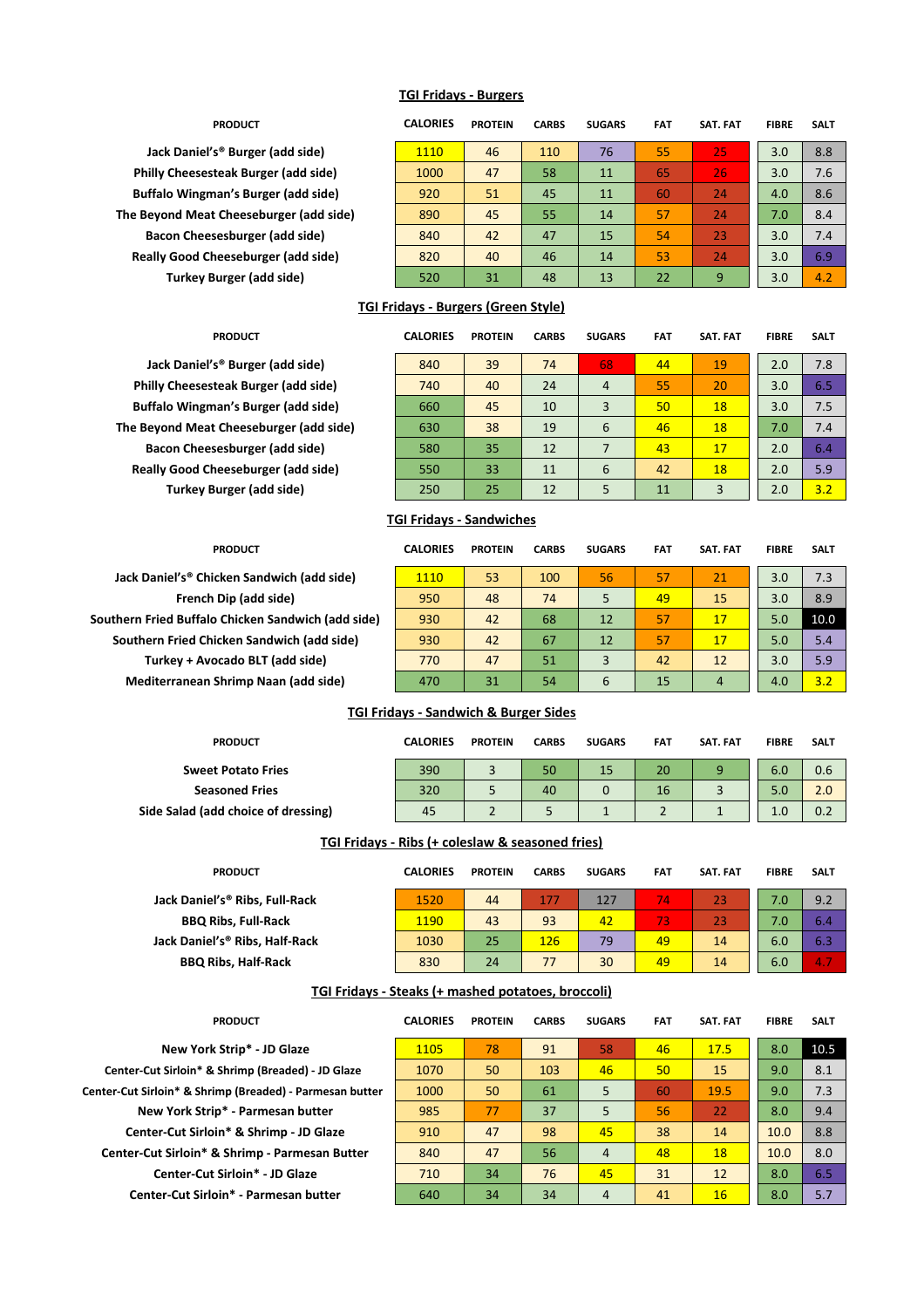## TGI Fridays - Burgers

| PRODUCT | CALORIES | PROTEIN | CARBS | SUGARS | FAT | SAT. FAT | FIBRE | SALT |
|---|---|---|---|---|---|---|---|---|
| Jack Daniel's® Burger (add side) | 1110 | 46 | 110 | 76 | 55 | 25 | 3.0 | 8.8 |
| Philly Cheesesteak Burger (add side) | 1000 | 47 | 58 | 11 | 65 | 26 | 3.0 | 7.6 |
| Buffalo Wingman's Burger (add side) | 920 | 51 | 45 | 11 | 60 | 24 | 4.0 | 8.6 |
| The Beyond Meat Cheeseburger (add side) | 890 | 45 | 55 | 14 | 57 | 24 | 7.0 | 8.4 |
| Bacon Cheesesburger (add side) | 840 | 42 | 47 | 15 | 54 | 23 | 3.0 | 7.4 |
| Really Good Cheeseburger (add side) | 820 | 40 | 46 | 14 | 53 | 24 | 3.0 | 6.9 |
| Turkey Burger (add side) | 520 | 31 | 48 | 13 | 22 | 9 | 3.0 | 4.2 |

## TGI Fridays - Burgers (Green Style)

| PRODUCT | CALORIES | PROTEIN | CARBS | SUGARS | FAT | SAT. FAT | FIBRE | SALT |
|---|---|---|---|---|---|---|---|---|
| Jack Daniel's® Burger (add side) | 840 | 39 | 74 | 68 | 44 | 19 | 2.0 | 7.8 |
| Philly Cheesesteak Burger (add side) | 740 | 40 | 24 | 4 | 55 | 20 | 3.0 | 6.5 |
| Buffalo Wingman's Burger (add side) | 660 | 45 | 10 | 3 | 50 | 18 | 3.0 | 7.5 |
| The Beyond Meat Cheeseburger (add side) | 630 | 38 | 19 | 6 | 46 | 18 | 7.0 | 7.4 |
| Bacon Cheesesburger (add side) | 580 | 35 | 12 | 7 | 43 | 17 | 2.0 | 6.4 |
| Really Good Cheeseburger (add side) | 550 | 33 | 11 | 6 | 42 | 18 | 2.0 | 5.9 |
| Turkey Burger (add side) | 250 | 25 | 12 | 5 | 11 | 3 | 2.0 | 3.2 |

## TGI Fridays - Sandwiches

| PRODUCT | CALORIES | PROTEIN | CARBS | SUGARS | FAT | SAT. FAT | FIBRE | SALT |
|---|---|---|---|---|---|---|---|---|
| Jack Daniel's® Chicken Sandwich (add side) | 1110 | 53 | 100 | 56 | 57 | 21 | 3.0 | 7.3 |
| French Dip (add side) | 950 | 48 | 74 | 5 | 49 | 15 | 3.0 | 8.9 |
| Southern Fried Buffalo Chicken Sandwich (add side) | 930 | 42 | 68 | 12 | 57 | 17 | 5.0 | 10.0 |
| Southern Fried Chicken Sandwich (add side) | 930 | 42 | 67 | 12 | 57 | 17 | 5.0 | 5.4 |
| Turkey + Avocado BLT (add side) | 770 | 47 | 51 | 3 | 42 | 12 | 3.0 | 5.9 |
| Mediterranean Shrimp Naan (add side) | 470 | 31 | 54 | 6 | 15 | 4 | 4.0 | 3.2 |

## TGI Fridays - Sandwich & Burger Sides

| PRODUCT | CALORIES | PROTEIN | CARBS | SUGARS | FAT | SAT. FAT | FIBRE | SALT |
|---|---|---|---|---|---|---|---|---|
| Sweet Potato Fries | 390 | 3 | 50 | 15 | 20 | 9 | 6.0 | 0.6 |
| Seasoned Fries | 320 | 5 | 40 | 0 | 16 | 3 | 5.0 | 2.0 |
| Side Salad (add choice of dressing) | 45 | 2 | 5 | 1 | 2 | 1 | 1.0 | 0.2 |

## TGI Fridays - Ribs (+ coleslaw & seasoned fries)

| PRODUCT | CALORIES | PROTEIN | CARBS | SUGARS | FAT | SAT. FAT | FIBRE | SALT |
|---|---|---|---|---|---|---|---|---|
| Jack Daniel's® Ribs, Full-Rack | 1520 | 44 | 177 | 127 | 74 | 23 | 7.0 | 9.2 |
| BBQ Ribs, Full-Rack | 1190 | 43 | 93 | 42 | 73 | 23 | 7.0 | 6.4 |
| Jack Daniel's® Ribs, Half-Rack | 1030 | 25 | 126 | 79 | 49 | 14 | 6.0 | 6.3 |
| BBQ Ribs, Half-Rack | 830 | 24 | 77 | 30 | 49 | 14 | 6.0 | 4.7 |

## TGI Fridays - Steaks (+ mashed potatoes, broccoli)

| PRODUCT | CALORIES | PROTEIN | CARBS | SUGARS | FAT | SAT. FAT | FIBRE | SALT |
|---|---|---|---|---|---|---|---|---|
| New York Strip* - JD Glaze | 1105 | 78 | 91 | 58 | 46 | 17.5 | 8.0 | 10.5 |
| Center-Cut Sirloin* & Shrimp (Breaded) - JD Glaze | 1070 | 50 | 103 | 46 | 50 | 15 | 9.0 | 8.1 |
| Center-Cut Sirloin* & Shrimp (Breaded) - Parmesan butter | 1000 | 50 | 61 | 5 | 60 | 19.5 | 9.0 | 7.3 |
| New York Strip* - Parmesan butter | 985 | 77 | 37 | 5 | 56 | 22 | 8.0 | 9.4 |
| Center-Cut Sirloin* & Shrimp - JD Glaze | 910 | 47 | 98 | 45 | 38 | 14 | 10.0 | 8.8 |
| Center-Cut Sirloin* & Shrimp - Parmesan Butter | 840 | 47 | 56 | 4 | 48 | 18 | 10.0 | 8.0 |
| Center-Cut Sirloin* - JD Glaze | 710 | 34 | 76 | 45 | 31 | 12 | 8.0 | 6.5 |
| Center-Cut Sirloin* - Parmesan butter | 640 | 34 | 34 | 4 | 41 | 16 | 8.0 | 5.7 |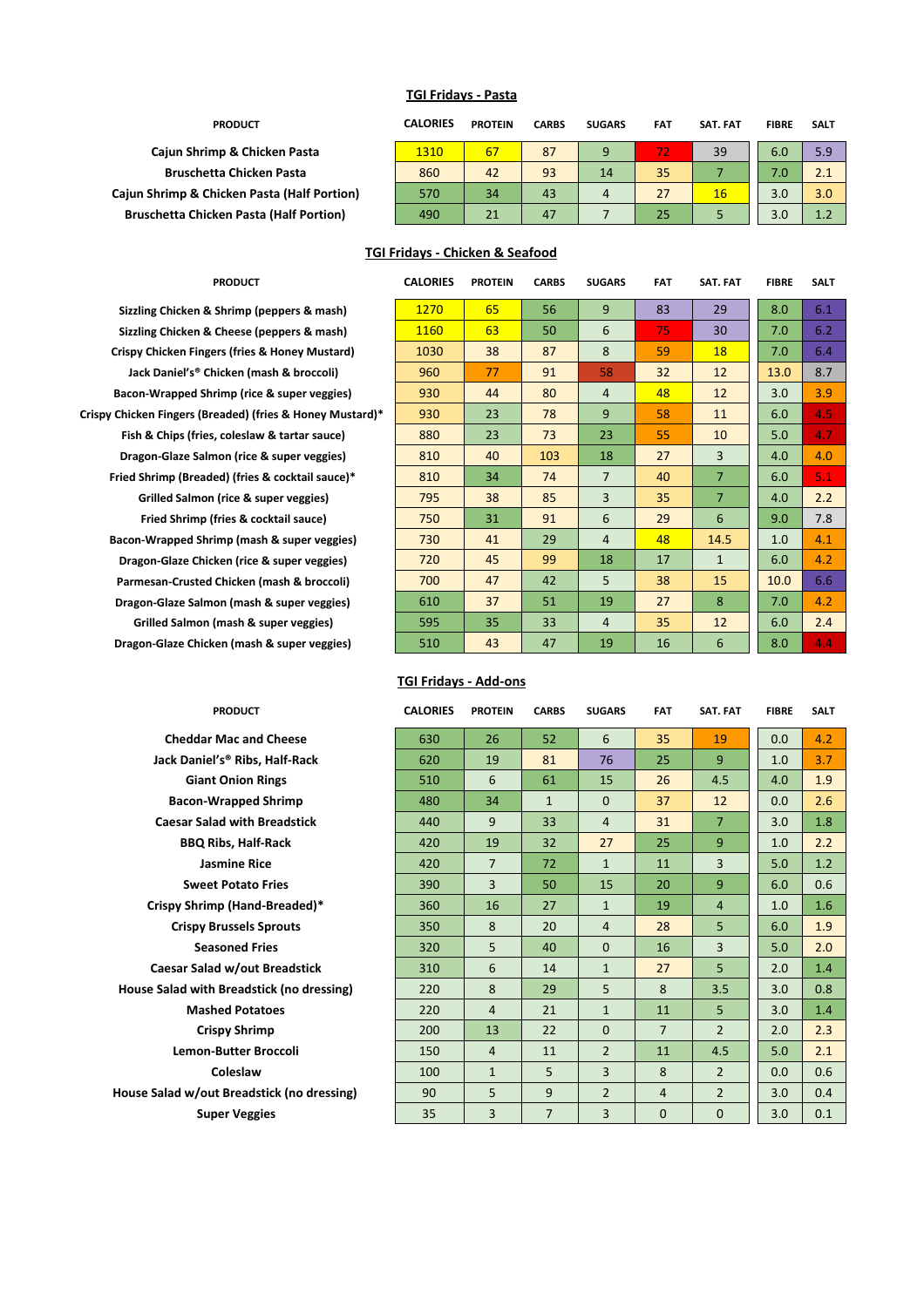## TGI Fridays - Pasta

| PRODUCT | CALORIES | PROTEIN | CARBS | SUGARS | FAT | SAT. FAT | FIBRE | SALT |
|---|---|---|---|---|---|---|---|---|
| Cajun Shrimp & Chicken Pasta | 1310 | 67 | 87 | 9 | 72 | 39 | 6.0 | 5.9 |
| Bruschetta Chicken Pasta | 860 | 42 | 93 | 14 | 35 | 7 | 7.0 | 2.1 |
| Cajun Shrimp & Chicken Pasta (Half Portion) | 570 | 34 | 43 | 4 | 27 | 16 | 3.0 | 3.0 |
| Bruschetta Chicken Pasta (Half Portion) | 490 | 21 | 47 | 7 | 25 | 5 | 3.0 | 1.2 |

## TGI Fridays - Chicken & Seafood

| PRODUCT | CALORIES | PROTEIN | CARBS | SUGARS | FAT | SAT. FAT | FIBRE | SALT |
|---|---|---|---|---|---|---|---|---|
| Sizzling Chicken & Shrimp (peppers & mash) | 1270 | 65 | 56 | 9 | 83 | 29 | 8.0 | 6.1 |
| Sizzling Chicken & Cheese (peppers & mash) | 1160 | 63 | 50 | 6 | 75 | 30 | 7.0 | 6.2 |
| Crispy Chicken Fingers (fries & Honey Mustard) | 1030 | 38 | 87 | 8 | 59 | 18 | 7.0 | 6.4 |
| Jack Daniel's® Chicken (mash & broccoli) | 960 | 77 | 91 | 58 | 32 | 12 | 13.0 | 8.7 |
| Bacon-Wrapped Shrimp (rice & super veggies) | 930 | 44 | 80 | 4 | 48 | 12 | 3.0 | 3.9 |
| Crispy Chicken Fingers (Breaded) (fries & Honey Mustard)* | 930 | 23 | 78 | 9 | 58 | 11 | 6.0 | 4.5 |
| Fish & Chips (fries, coleslaw & tartar sauce) | 880 | 23 | 73 | 23 | 55 | 10 | 5.0 | 4.7 |
| Dragon-Glaze Salmon (rice & super veggies) | 810 | 40 | 103 | 18 | 27 | 3 | 4.0 | 4.0 |
| Fried Shrimp (Breaded) (fries & cocktail sauce)* | 810 | 34 | 74 | 7 | 40 | 7 | 6.0 | 5.1 |
| Grilled Salmon (rice & super veggies) | 795 | 38 | 85 | 3 | 35 | 7 | 4.0 | 2.2 |
| Fried Shrimp (fries & cocktail sauce) | 750 | 31 | 91 | 6 | 29 | 6 | 9.0 | 7.8 |
| Bacon-Wrapped Shrimp (mash & super veggies) | 730 | 41 | 29 | 4 | 48 | 14.5 | 1.0 | 4.1 |
| Dragon-Glaze Chicken (rice & super veggies) | 720 | 45 | 99 | 18 | 17 | 1 | 6.0 | 4.2 |
| Parmesan-Crusted Chicken (mash & broccoli) | 700 | 47 | 42 | 5 | 38 | 15 | 10.0 | 6.6 |
| Dragon-Glaze Salmon (mash & super veggies) | 610 | 37 | 51 | 19 | 27 | 8 | 7.0 | 4.2 |
| Grilled Salmon (mash & super veggies) | 595 | 35 | 33 | 4 | 35 | 12 | 6.0 | 2.4 |
| Dragon-Glaze Chicken (mash & super veggies) | 510 | 43 | 47 | 19 | 16 | 6 | 8.0 | 4.4 |

## TGI Fridays - Add-ons

| PRODUCT | CALORIES | PROTEIN | CARBS | SUGARS | FAT | SAT. FAT | FIBRE | SALT |
|---|---|---|---|---|---|---|---|---|
| Cheddar Mac and Cheese | 630 | 26 | 52 | 6 | 35 | 19 | 0.0 | 4.2 |
| Jack Daniel's® Ribs, Half-Rack | 620 | 19 | 81 | 76 | 25 | 9 | 1.0 | 3.7 |
| Giant Onion Rings | 510 | 6 | 61 | 15 | 26 | 4.5 | 4.0 | 1.9 |
| Bacon-Wrapped Shrimp | 480 | 34 | 1 | 0 | 37 | 12 | 0.0 | 2.6 |
| Caesar Salad with Breadstick | 440 | 9 | 33 | 4 | 31 | 7 | 3.0 | 1.8 |
| BBQ Ribs, Half-Rack | 420 | 19 | 32 | 27 | 25 | 9 | 1.0 | 2.2 |
| Jasmine Rice | 420 | 7 | 72 | 1 | 11 | 3 | 5.0 | 1.2 |
| Sweet Potato Fries | 390 | 3 | 50 | 15 | 20 | 9 | 6.0 | 0.6 |
| Crispy Shrimp (Hand-Breaded)* | 360 | 16 | 27 | 1 | 19 | 4 | 1.0 | 1.6 |
| Crispy Brussels Sprouts | 350 | 8 | 20 | 4 | 28 | 5 | 6.0 | 1.9 |
| Seasoned Fries | 320 | 5 | 40 | 0 | 16 | 3 | 5.0 | 2.0 |
| Caesar Salad w/out Breadstick | 310 | 6 | 14 | 1 | 27 | 5 | 2.0 | 1.4 |
| House Salad with Breadstick (no dressing) | 220 | 8 | 29 | 5 | 8 | 3.5 | 3.0 | 0.8 |
| Mashed Potatoes | 220 | 4 | 21 | 1 | 11 | 5 | 3.0 | 1.4 |
| Crispy Shrimp | 200 | 13 | 22 | 0 | 7 | 2 | 2.0 | 2.3 |
| Lemon-Butter Broccoli | 150 | 4 | 11 | 2 | 11 | 4.5 | 5.0 | 2.1 |
| Coleslaw | 100 | 1 | 5 | 3 | 8 | 2 | 0.0 | 0.6 |
| House Salad w/out Breadstick (no dressing) | 90 | 5 | 9 | 2 | 4 | 2 | 3.0 | 0.4 |
| Super Veggies | 35 | 3 | 7 | 3 | 0 | 0 | 3.0 | 0.1 |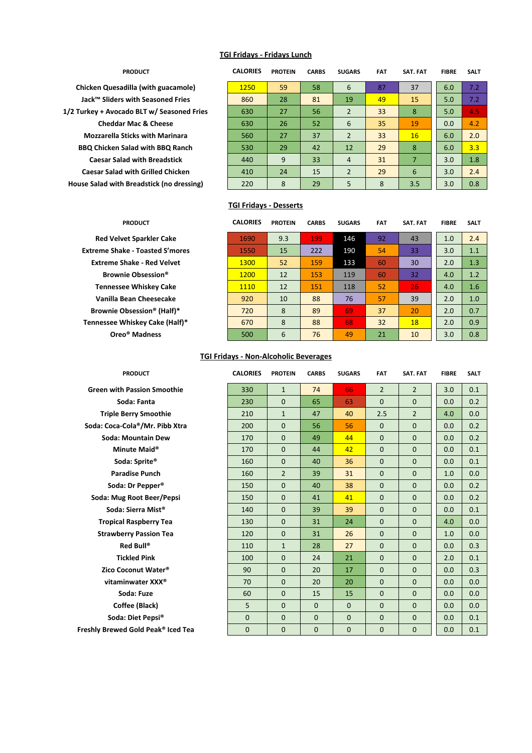## TGI Fridays - Fridays Lunch

| PRODUCT | CALORIES | PROTEIN | CARBS | SUGARS | FAT | SAT. FAT | FIBRE | SALT |
|---|---|---|---|---|---|---|---|---|
| Chicken Quesadilla (with guacamole) | 1250 | 59 | 58 | 6 | 87 | 37 | 6.0 | 7.2 |
| Jack™ Sliders with Seasoned Fries | 860 | 28 | 81 | 19 | 49 | 15 | 5.0 | 7.2 |
| 1/2 Turkey + Avocado BLT w/ Seasoned Fries | 630 | 27 | 56 | 2 | 33 | 8 | 5.0 | 4.5 |
| Cheddar Mac & Cheese | 630 | 26 | 52 | 6 | 35 | 19 | 0.0 | 4.2 |
| Mozzarella Sticks with Marinara | 560 | 27 | 37 | 2 | 33 | 16 | 6.0 | 2.0 |
| BBQ Chicken Salad with BBQ Ranch | 530 | 29 | 42 | 12 | 29 | 8 | 6.0 | 3.3 |
| Caesar Salad with Breadstick | 440 | 9 | 33 | 4 | 31 | 7 | 3.0 | 1.8 |
| Caesar Salad with Grilled Chicken | 410 | 24 | 15 | 2 | 29 | 6 | 3.0 | 2.4 |
| House Salad with Breadstick (no dressing) | 220 | 8 | 29 | 5 | 8 | 3.5 | 3.0 | 0.8 |

## TGI Fridays - Desserts

| PRODUCT | CALORIES | PROTEIN | CARBS | SUGARS | FAT | SAT. FAT | FIBRE | SALT |
|---|---|---|---|---|---|---|---|---|
| Red Velvet Sparkler Cake | 1690 | 9.3 | 199 | 146 | 92 | 43 | 1.0 | 2.4 |
| Extreme Shake - Toasted S'mores | 1550 | 15 | 222 | 190 | 54 | 33 | 3.0 | 1.1 |
| Extreme Shake - Red Velvet | 1300 | 52 | 159 | 133 | 60 | 30 | 2.0 | 1.3 |
| Brownie Obsession® | 1200 | 12 | 153 | 119 | 60 | 32 | 4.0 | 1.2 |
| Tennessee Whiskey Cake | 1110 | 12 | 151 | 118 | 52 | 26 | 4.0 | 1.6 |
| Vanilla Bean Cheesecake | 920 | 10 | 88 | 76 | 57 | 39 | 2.0 | 1.0 |
| Brownie Obsession® (Half)* | 720 | 8 | 89 | 69 | 37 | 20 | 2.0 | 0.7 |
| Tennessee Whiskey Cake (Half)* | 670 | 8 | 88 | 68 | 32 | 18 | 2.0 | 0.9 |
| Oreo® Madness | 500 | 6 | 76 | 49 | 21 | 10 | 3.0 | 0.8 |

## TGI Fridays - Non-Alcoholic Beverages

| PRODUCT | CALORIES | PROTEIN | CARBS | SUGARS | FAT | SAT. FAT | FIBRE | SALT |
|---|---|---|---|---|---|---|---|---|
| Green with Passion Smoothie | 330 | 1 | 74 | 66 | 2 | 2 | 3.0 | 0.1 |
| Soda: Fanta | 230 | 0 | 65 | 63 | 0 | 0 | 0.0 | 0.2 |
| Triple Berry Smoothie | 210 | 1 | 47 | 40 | 2.5 | 2 | 4.0 | 0.0 |
| Soda: Coca-Cola®/Mr. Pibb Xtra | 200 | 0 | 56 | 56 | 0 | 0 | 0.0 | 0.2 |
| Soda: Mountain Dew | 170 | 0 | 49 | 44 | 0 | 0 | 0.0 | 0.2 |
| Minute Maid® | 170 | 0 | 44 | 42 | 0 | 0 | 0.0 | 0.1 |
| Soda: Sprite® | 160 | 0 | 40 | 36 | 0 | 0 | 0.0 | 0.1 |
| Paradise Punch | 160 | 2 | 39 | 31 | 0 | 0 | 1.0 | 0.0 |
| Soda: Dr Pepper® | 150 | 0 | 40 | 38 | 0 | 0 | 0.0 | 0.2 |
| Soda: Mug Root Beer/Pepsi | 150 | 0 | 41 | 41 | 0 | 0 | 0.0 | 0.2 |
| Soda: Sierra Mist® | 140 | 0 | 39 | 39 | 0 | 0 | 0.0 | 0.1 |
| Tropical Raspberry Tea | 130 | 0 | 31 | 24 | 0 | 0 | 4.0 | 0.0 |
| Strawberry Passion Tea | 120 | 0 | 31 | 26 | 0 | 0 | 1.0 | 0.0 |
| Red Bull® | 110 | 1 | 28 | 27 | 0 | 0 | 0.0 | 0.3 |
| Tickled Pink | 100 | 0 | 24 | 21 | 0 | 0 | 2.0 | 0.1 |
| Zico Coconut Water® | 90 | 0 | 20 | 17 | 0 | 0 | 0.0 | 0.3 |
| vitaminwater XXX® | 70 | 0 | 20 | 20 | 0 | 0 | 0.0 | 0.0 |
| Soda: Fuze | 60 | 0 | 15 | 15 | 0 | 0 | 0.0 | 0.0 |
| Coffee (Black) | 5 | 0 | 0 | 0 | 0 | 0 | 0.0 | 0.0 |
| Soda: Diet Pepsi® | 0 | 0 | 0 | 0 | 0 | 0 | 0.0 | 0.1 |
| Freshly Brewed Gold Peak® Iced Tea | 0 | 0 | 0 | 0 | 0 | 0 | 0.0 | 0.1 |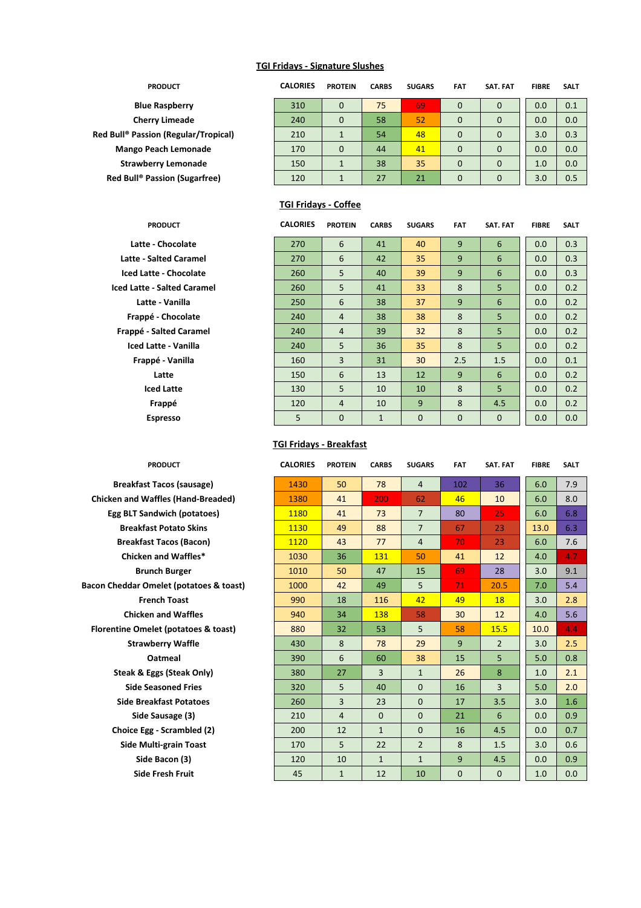## TGI Fridays - Signature Slushes

| PRODUCT | CALORIES | PROTEIN | CARBS | SUGARS | FAT | SAT. FAT | FIBRE | SALT |
|---|---|---|---|---|---|---|---|---|
| Blue Raspberry | 310 | 0 | 75 | 69 | 0 | 0 | 0.0 | 0.1 |
| Cherry Limeade | 240 | 0 | 58 | 52 | 0 | 0 | 0.0 | 0.0 |
| Red Bull® Passion (Regular/Tropical) | 210 | 1 | 54 | 48 | 0 | 0 | 3.0 | 0.3 |
| Mango Peach Lemonade | 170 | 0 | 44 | 41 | 0 | 0 | 0.0 | 0.0 |
| Strawberry Lemonade | 150 | 1 | 38 | 35 | 0 | 0 | 1.0 | 0.0 |
| Red Bull® Passion (Sugarfree) | 120 | 1 | 27 | 21 | 0 | 0 | 3.0 | 0.5 |

## TGI Fridays - Coffee

| PRODUCT | CALORIES | PROTEIN | CARBS | SUGARS | FAT | SAT. FAT | FIBRE | SALT |
|---|---|---|---|---|---|---|---|---|
| Latte - Chocolate | 270 | 6 | 41 | 40 | 9 | 6 | 0.0 | 0.3 |
| Latte - Salted Caramel | 270 | 6 | 42 | 35 | 9 | 6 | 0.0 | 0.3 |
| Iced Latte - Chocolate | 260 | 5 | 40 | 39 | 9 | 6 | 0.0 | 0.3 |
| Iced Latte - Salted Caramel | 260 | 5 | 41 | 33 | 8 | 5 | 0.0 | 0.2 |
| Latte - Vanilla | 250 | 6 | 38 | 37 | 9 | 6 | 0.0 | 0.2 |
| Frappé - Chocolate | 240 | 4 | 38 | 38 | 8 | 5 | 0.0 | 0.2 |
| Frappé - Salted Caramel | 240 | 4 | 39 | 32 | 8 | 5 | 0.0 | 0.2 |
| Iced Latte - Vanilla | 240 | 5 | 36 | 35 | 8 | 5 | 0.0 | 0.2 |
| Frappé - Vanilla | 160 | 3 | 31 | 30 | 2.5 | 1.5 | 0.0 | 0.1 |
| Latte | 150 | 6 | 13 | 12 | 9 | 6 | 0.0 | 0.2 |
| Iced Latte | 130 | 5 | 10 | 10 | 8 | 5 | 0.0 | 0.2 |
| Frappé | 120 | 4 | 10 | 9 | 8 | 4.5 | 0.0 | 0.2 |
| Espresso | 5 | 0 | 1 | 0 | 0 | 0 | 0.0 | 0.0 |

## TGI Fridays - Breakfast

| PRODUCT | CALORIES | PROTEIN | CARBS | SUGARS | FAT | SAT. FAT | FIBRE | SALT |
|---|---|---|---|---|---|---|---|---|
| Breakfast Tacos (sausage) | 1430 | 50 | 78 | 4 | 102 | 36 | 6.0 | 7.9 |
| Chicken and Waffles (Hand-Breaded) | 1380 | 41 | 200 | 62 | 46 | 10 | 6.0 | 8.0 |
| Egg BLT Sandwich (potatoes) | 1180 | 41 | 73 | 7 | 80 | 25 | 6.0 | 6.8 |
| Breakfast Potato Skins | 1130 | 49 | 88 | 7 | 67 | 23 | 13.0 | 6.3 |
| Breakfast Tacos (Bacon) | 1120 | 43 | 77 | 4 | 70 | 23 | 6.0 | 7.6 |
| Chicken and Waffles* | 1030 | 36 | 131 | 50 | 41 | 12 | 4.0 | 4.7 |
| Brunch Burger | 1010 | 50 | 47 | 15 | 69 | 28 | 3.0 | 9.1 |
| Bacon Cheddar Omelet (potatoes & toast) | 1000 | 42 | 49 | 5 | 71 | 20.5 | 7.0 | 5.4 |
| French Toast | 990 | 18 | 116 | 42 | 49 | 18 | 3.0 | 2.8 |
| Chicken and Waffles | 940 | 34 | 138 | 58 | 30 | 12 | 4.0 | 5.6 |
| Florentine Omelet (potatoes & toast) | 880 | 32 | 53 | 5 | 58 | 15.5 | 10.0 | 4.4 |
| Strawberry Waffle | 430 | 8 | 78 | 29 | 9 | 2 | 3.0 | 2.5 |
| Oatmeal | 390 | 6 | 60 | 38 | 15 | 5 | 5.0 | 0.8 |
| Steak & Eggs (Steak Only) | 380 | 27 | 3 | 1 | 26 | 8 | 1.0 | 2.1 |
| Side Seasoned Fries | 320 | 5 | 40 | 0 | 16 | 3 | 5.0 | 2.0 |
| Side Breakfast Potatoes | 260 | 3 | 23 | 0 | 17 | 3.5 | 3.0 | 1.6 |
| Side Sausage (3) | 210 | 4 | 0 | 0 | 21 | 6 | 0.0 | 0.9 |
| Choice Egg - Scrambled (2) | 200 | 12 | 1 | 0 | 16 | 4.5 | 0.0 | 0.7 |
| Side Multi-grain Toast | 170 | 5 | 22 | 2 | 8 | 1.5 | 3.0 | 0.6 |
| Side Bacon (3) | 120 | 10 | 1 | 1 | 9 | 4.5 | 0.0 | 0.9 |
| Side Fresh Fruit | 45 | 1 | 12 | 10 | 0 | 0 | 1.0 | 0.0 |